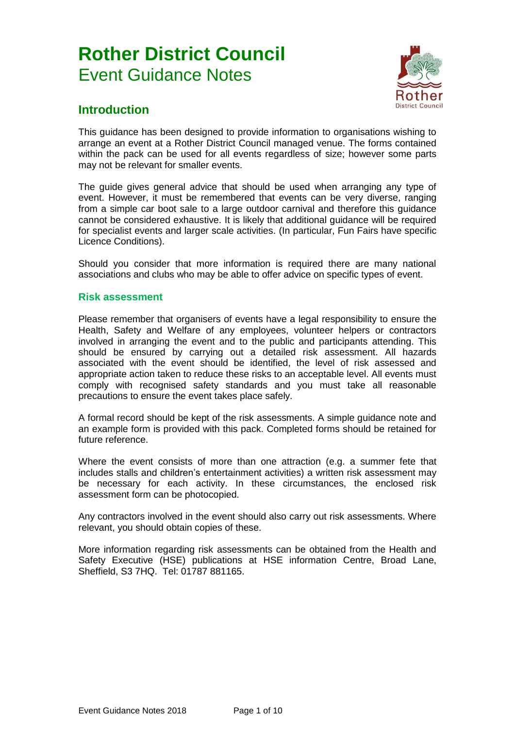# Rother District Council
## Event Guidance Notes

## Introduction

This guidance has been designed to provide information to organisations wishing to arrange an event at a Rother District Council managed venue. The forms contained within the pack can be used for all events regardless of size; however some parts may not be relevant for smaller events.

The guide gives general advice that should be used when arranging any type of event. However, it must be remembered that events can be very diverse, ranging from a simple car boot sale to a large outdoor carnival and therefore this guidance cannot be considered exhaustive. It is likely that additional guidance will be required for specialist events and larger scale activities. (In particular, Fun Fairs have specific Licence Conditions).

Should you consider that more information is required there are many national associations and clubs who may be able to offer advice on specific types of event.

### Risk assessment

Please remember that organisers of events have a legal responsibility to ensure the Health, Safety and Welfare of any employees, volunteer helpers or contractors involved in arranging the event and to the public and participants attending. This should be ensured by carrying out a detailed risk assessment. All hazards associated with the event should be identified, the level of risk assessed and appropriate action taken to reduce these risks to an acceptable level. All events must comply with recognised safety standards and you must take all reasonable precautions to ensure the event takes place safely.

A formal record should be kept of the risk assessments. A simple guidance note and an example form is provided with this pack. Completed forms should be retained for future reference.

Where the event consists of more than one attraction (e.g. a summer fete that includes stalls and children's entertainment activities) a written risk assessment may be necessary for each activity. In these circumstances, the enclosed risk assessment form can be photocopied.

Any contractors involved in the event should also carry out risk assessments. Where relevant, you should obtain copies of these.

More information regarding risk assessments can be obtained from the Health and Safety Executive (HSE) publications at HSE information Centre, Broad Lane, Sheffield, S3 7HQ. Tel: 01787 881165.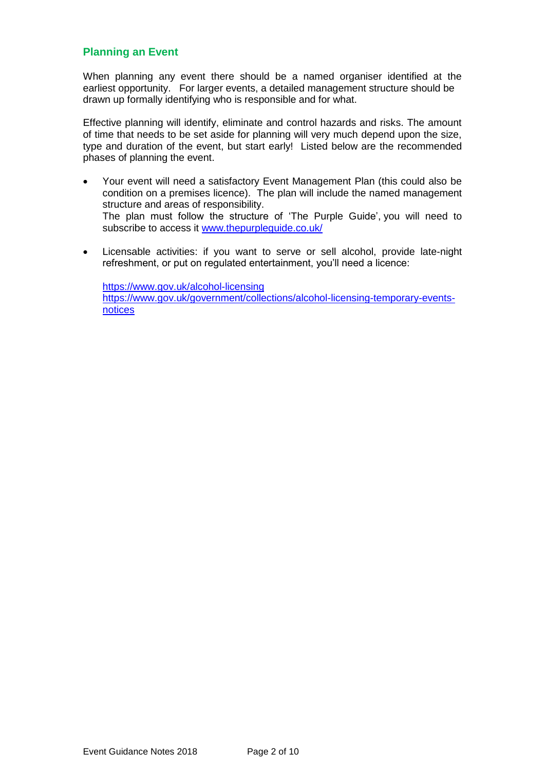## Planning an Event

When planning any event there should be a named organiser identified at the earliest opportunity. For larger events, a detailed management structure should be drawn up formally identifying who is responsible and for what.

Effective planning will identify, eliminate and control hazards and risks. The amount of time that needs to be set aside for planning will very much depend upon the size, type and duration of the event, but start early! Listed below are the recommended phases of planning the event.

- Your event will need a satisfactory Event Management Plan (this could also be condition on a premises licence). The plan will include the named management structure and areas of responsibility.
  The plan must follow the structure of 'The Purple Guide', you will need to subscribe to access it [www.thepurpleguide.co.uk/](http://www.thepurpleguide.co.uk/)

- Licensable activities: if you want to serve or sell alcohol, provide late-night refreshment, or put on regulated entertainment, you'll need a licence:

  [https://www.gov.uk/alcohol-licensing](https://www.gov.uk/alcohol-licensing)
  [https://www.gov.uk/government/collections/alcohol-licensing-temporary-events-notices](https://www.gov.uk/government/collections/alcohol-licensing-temporary-events-notices)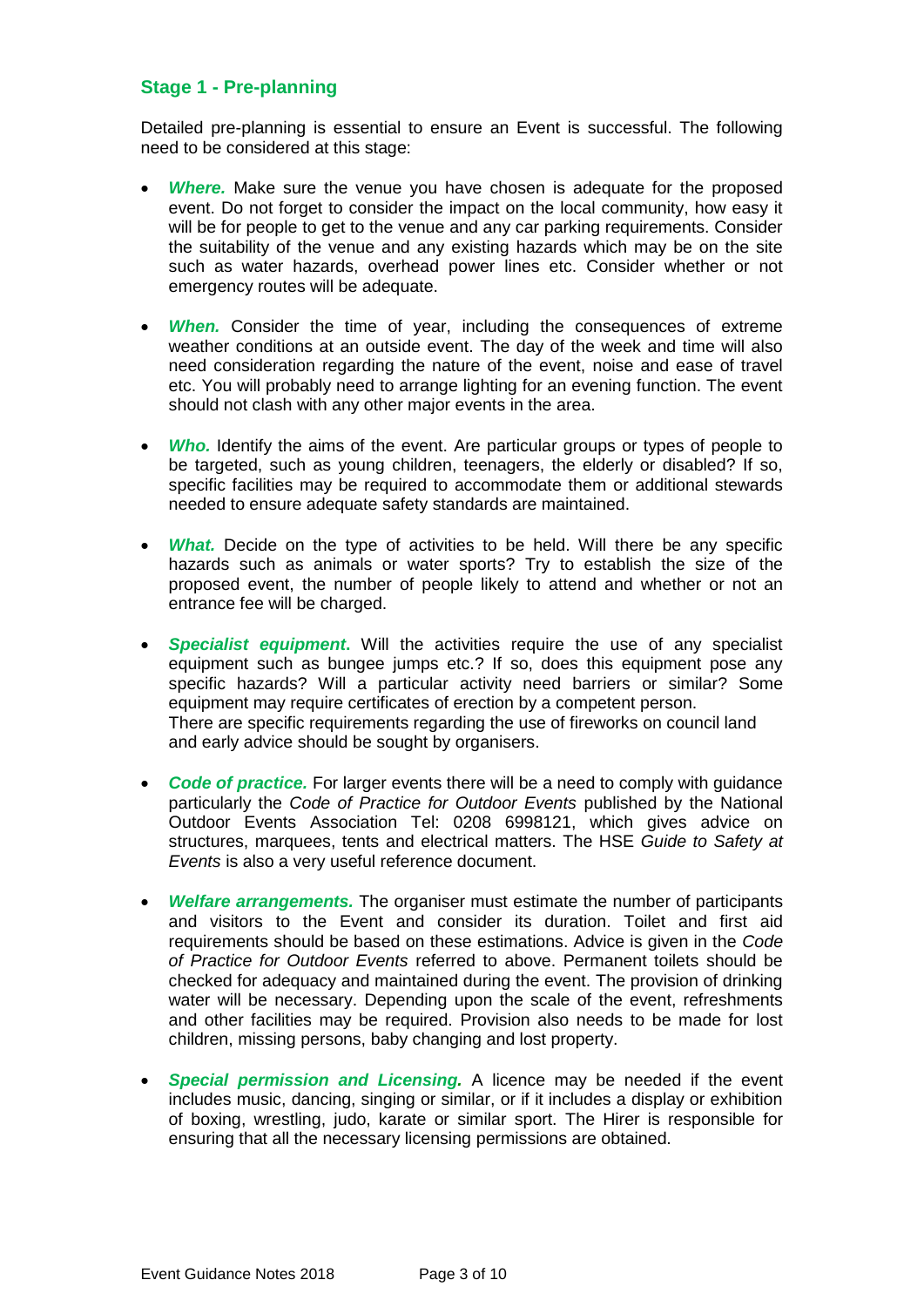## Stage 1 - Pre-planning

Detailed pre-planning is essential to ensure an Event is successful. The following need to be considered at this stage:

- ***Where.*** Make sure the venue you have chosen is adequate for the proposed event. Do not forget to consider the impact on the local community, how easy it will be for people to get to the venue and any car parking requirements. Consider the suitability of the venue and any existing hazards which may be on the site such as water hazards, overhead power lines etc. Consider whether or not emergency routes will be adequate.

- ***When.*** Consider the time of year, including the consequences of extreme weather conditions at an outside event. The day of the week and time will also need consideration regarding the nature of the event, noise and ease of travel etc. You will probably need to arrange lighting for an evening function. The event should not clash with any other major events in the area.

- ***Who.*** Identify the aims of the event. Are particular groups or types of people to be targeted, such as young children, teenagers, the elderly or disabled? If so, specific facilities may be required to accommodate them or additional stewards needed to ensure adequate safety standards are maintained.

- ***What.*** Decide on the type of activities to be held. Will there be any specific hazards such as animals or water sports? Try to establish the size of the proposed event, the number of people likely to attend and whether or not an entrance fee will be charged.

- ***Specialist equipment***. Will the activities require the use of any specialist equipment such as bungee jumps etc.? If so, does this equipment pose any specific hazards? Will a particular activity need barriers or similar? Some equipment may require certificates of erection by a competent person.
  There are specific requirements regarding the use of fireworks on council land and early advice should be sought by organisers.

- ***Code of practice.*** For larger events there will be a need to comply with guidance particularly the *Code of Practice for Outdoor Events* published by the National Outdoor Events Association Tel: 0208 6998121, which gives advice on structures, marquees, tents and electrical matters. The HSE *Guide to Safety at Events* is also a very useful reference document.

- ***Welfare arrangements.*** The organiser must estimate the number of participants and visitors to the Event and consider its duration. Toilet and first aid requirements should be based on these estimations. Advice is given in the *Code of Practice for Outdoor Events* referred to above. Permanent toilets should be checked for adequacy and maintained during the event. The provision of drinking water will be necessary. Depending upon the scale of the event, refreshments and other facilities may be required. Provision also needs to be made for lost children, missing persons, baby changing and lost property.

- ***Special permission and Licensing.*** A licence may be needed if the event includes music, dancing, singing or similar, or if it includes a display or exhibition of boxing, wrestling, judo, karate or similar sport. The Hirer is responsible for ensuring that all the necessary licensing permissions are obtained.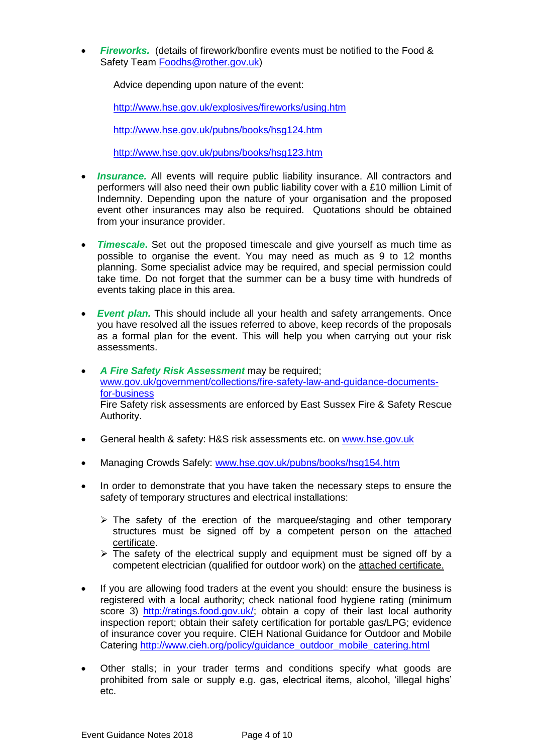- ***Fireworks.*** (details of firework/bonfire events must be notified to the Food & Safety Team Foodhs@rother.gov.uk)

  Advice depending upon nature of the event:

  http://www.hse.gov.uk/explosives/fireworks/using.htm

  http://www.hse.gov.uk/pubns/books/hsg124.htm

  http://www.hse.gov.uk/pubns/books/hsg123.htm

- ***Insurance.*** All events will require public liability insurance. All contractors and performers will also need their own public liability cover with a £10 million Limit of Indemnity. Depending upon the nature of your organisation and the proposed event other insurances may also be required. Quotations should be obtained from your insurance provider.

- ***Timescale***. Set out the proposed timescale and give yourself as much time as possible to organise the event. You may need as much as 9 to 12 months planning. Some specialist advice may be required, and special permission could take time. Do not forget that the summer can be a busy time with hundreds of events taking place in this area.

- ***Event plan.*** This should include all your health and safety arrangements. Once you have resolved all the issues referred to above, keep records of the proposals as a formal plan for the event. This will help you when carrying out your risk assessments.

- ***A Fire Safety Risk Assessment*** may be required; www.gov.uk/government/collections/fire-safety-law-and-guidance-documents-for-business
  Fire Safety risk assessments are enforced by East Sussex Fire & Safety Rescue Authority.

- General health & safety: H&S risk assessments etc. on www.hse.gov.uk

- Managing Crowds Safely: www.hse.gov.uk/pubns/books/hsg154.htm

- In order to demonstrate that you have taken the necessary steps to ensure the safety of temporary structures and electrical installations:

  - The safety of the erection of the marquee/staging and other temporary structures must be signed off by a competent person on the attached certificate.
  - The safety of the electrical supply and equipment must be signed off by a competent electrician (qualified for outdoor work) on the attached certificate.

- If you are allowing food traders at the event you should: ensure the business is registered with a local authority; check national food hygiene rating (minimum score 3) http://ratings.food.gov.uk/; obtain a copy of their last local authority inspection report; obtain their safety certification for portable gas/LPG; evidence of insurance cover you require. CIEH National Guidance for Outdoor and Mobile Catering http://www.cieh.org/policy/guidance_outdoor_mobile_catering.html

- Other stalls; in your trader terms and conditions specify what goods are prohibited from sale or supply e.g. gas, electrical items, alcohol, 'illegal highs' etc.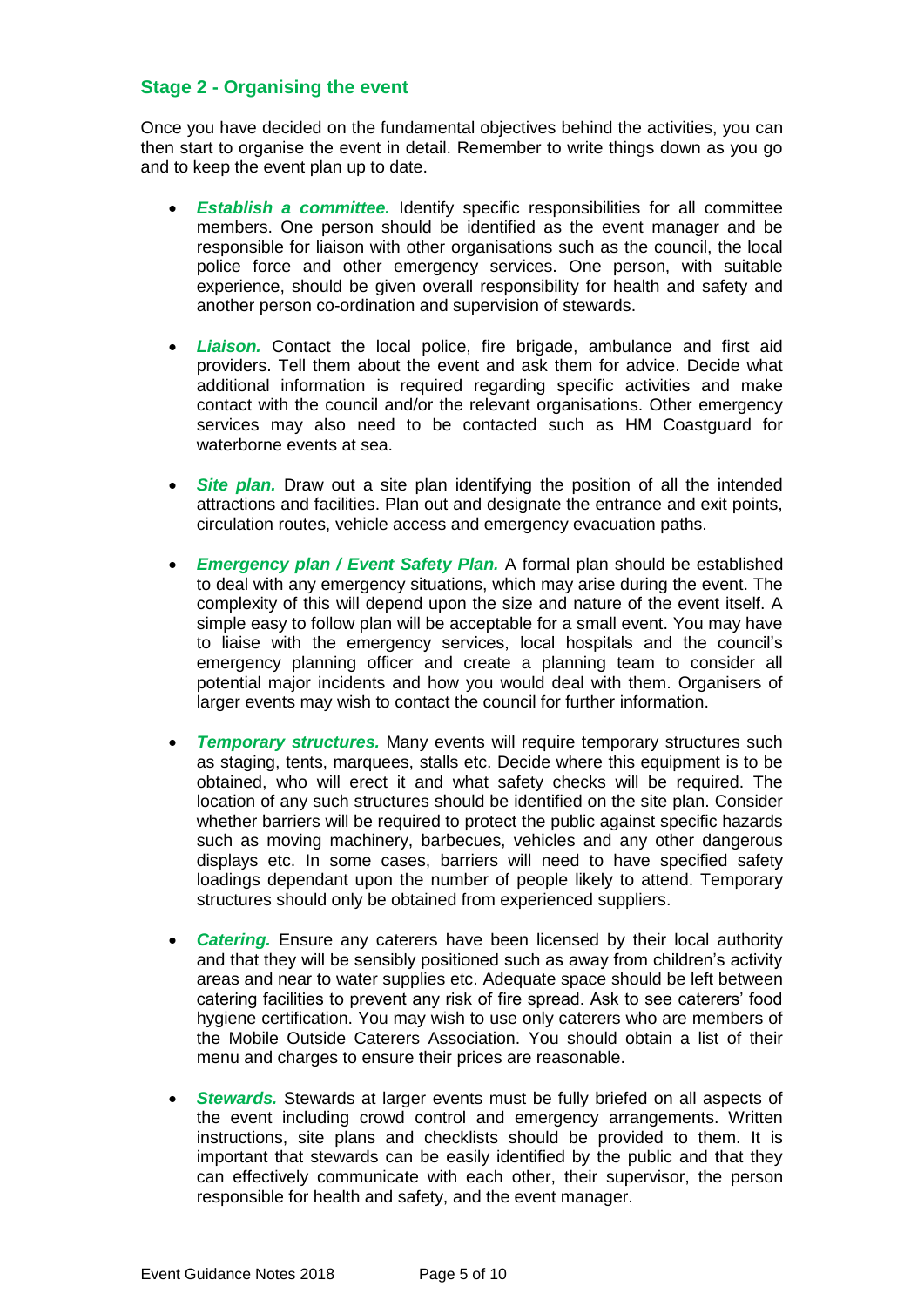## Stage 2 - Organising the event

Once you have decided on the fundamental objectives behind the activities, you can then start to organise the event in detail. Remember to write things down as you go and to keep the event plan up to date.

- ***Establish a committee.*** Identify specific responsibilities for all committee members. One person should be identified as the event manager and be responsible for liaison with other organisations such as the council, the local police force and other emergency services. One person, with suitable experience, should be given overall responsibility for health and safety and another person co-ordination and supervision of stewards.

- ***Liaison.*** Contact the local police, fire brigade, ambulance and first aid providers. Tell them about the event and ask them for advice. Decide what additional information is required regarding specific activities and make contact with the council and/or the relevant organisations. Other emergency services may also need to be contacted such as HM Coastguard for waterborne events at sea.

- ***Site plan.*** Draw out a site plan identifying the position of all the intended attractions and facilities. Plan out and designate the entrance and exit points, circulation routes, vehicle access and emergency evacuation paths.

- ***Emergency plan / Event Safety Plan.*** A formal plan should be established to deal with any emergency situations, which may arise during the event. The complexity of this will depend upon the size and nature of the event itself. A simple easy to follow plan will be acceptable for a small event. You may have to liaise with the emergency services, local hospitals and the council's emergency planning officer and create a planning team to consider all potential major incidents and how you would deal with them. Organisers of larger events may wish to contact the council for further information.

- ***Temporary structures.*** Many events will require temporary structures such as staging, tents, marquees, stalls etc. Decide where this equipment is to be obtained, who will erect it and what safety checks will be required. The location of any such structures should be identified on the site plan. Consider whether barriers will be required to protect the public against specific hazards such as moving machinery, barbecues, vehicles and any other dangerous displays etc. In some cases, barriers will need to have specified safety loadings dependant upon the number of people likely to attend. Temporary structures should only be obtained from experienced suppliers.

- ***Catering.*** Ensure any caterers have been licensed by their local authority and that they will be sensibly positioned such as away from children's activity areas and near to water supplies etc. Adequate space should be left between catering facilities to prevent any risk of fire spread. Ask to see caterers' food hygiene certification. You may wish to use only caterers who are members of the Mobile Outside Caterers Association. You should obtain a list of their menu and charges to ensure their prices are reasonable.

- ***Stewards.*** Stewards at larger events must be fully briefed on all aspects of the event including crowd control and emergency arrangements. Written instructions, site plans and checklists should be provided to them. It is important that stewards can be easily identified by the public and that they can effectively communicate with each other, their supervisor, the person responsible for health and safety, and the event manager.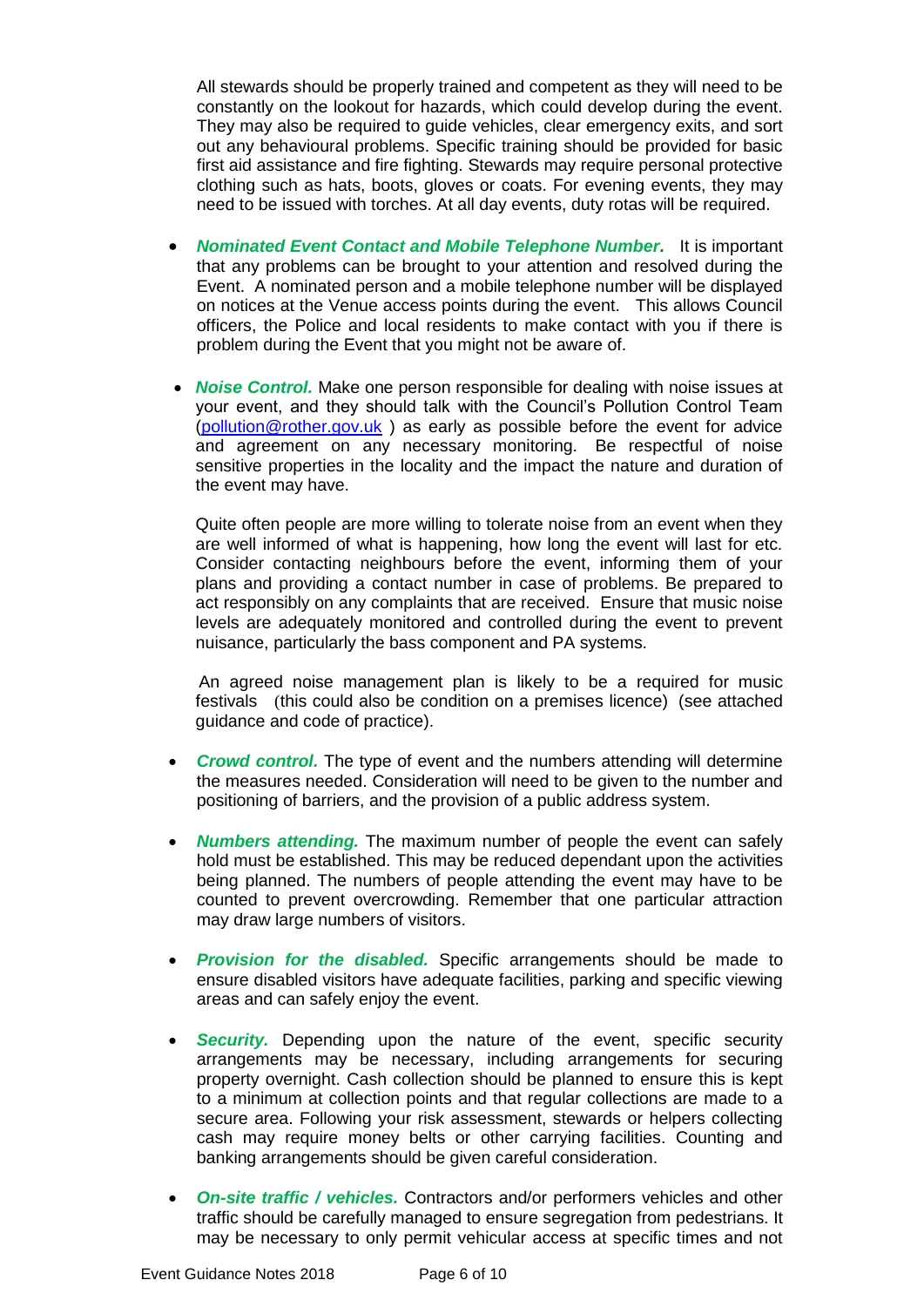All stewards should be properly trained and competent as they will need to be constantly on the lookout for hazards, which could develop during the event. They may also be required to guide vehicles, clear emergency exits, and sort out any behavioural problems. Specific training should be provided for basic first aid assistance and fire fighting. Stewards may require personal protective clothing such as hats, boots, gloves or coats. For evening events, they may need to be issued with torches. At all day events, duty rotas will be required.

- ***Nominated Event Contact and Mobile Telephone Number.*** It is important that any problems can be brought to your attention and resolved during the Event. A nominated person and a mobile telephone number will be displayed on notices at the Venue access points during the event. This allows Council officers, the Police and local residents to make contact with you if there is problem during the Event that you might not be aware of.

- ***Noise Control.*** Make one person responsible for dealing with noise issues at your event, and they should talk with the Council's Pollution Control Team (pollution@rother.gov.uk ) as early as possible before the event for advice and agreement on any necessary monitoring. Be respectful of noise sensitive properties in the locality and the impact the nature and duration of the event may have.

  Quite often people are more willing to tolerate noise from an event when they are well informed of what is happening, how long the event will last for etc. Consider contacting neighbours before the event, informing them of your plans and providing a contact number in case of problems. Be prepared to act responsibly on any complaints that are received. Ensure that music noise levels are adequately monitored and controlled during the event to prevent nuisance, particularly the bass component and PA systems.

  An agreed noise management plan is likely to be a required for music festivals (this could also be condition on a premises licence) (see attached guidance and code of practice).

- ***Crowd control.*** The type of event and the numbers attending will determine the measures needed. Consideration will need to be given to the number and positioning of barriers, and the provision of a public address system.

- ***Numbers attending.*** The maximum number of people the event can safely hold must be established. This may be reduced dependant upon the activities being planned. The numbers of people attending the event may have to be counted to prevent overcrowding. Remember that one particular attraction may draw large numbers of visitors.

- ***Provision for the disabled.*** Specific arrangements should be made to ensure disabled visitors have adequate facilities, parking and specific viewing areas and can safely enjoy the event.

- ***Security.*** Depending upon the nature of the event, specific security arrangements may be necessary, including arrangements for securing property overnight. Cash collection should be planned to ensure this is kept to a minimum at collection points and that regular collections are made to a secure area. Following your risk assessment, stewards or helpers collecting cash may require money belts or other carrying facilities. Counting and banking arrangements should be given careful consideration.

- ***On-site traffic / vehicles.*** Contractors and/or performers vehicles and other traffic should be carefully managed to ensure segregation from pedestrians. It may be necessary to only permit vehicular access at specific times and not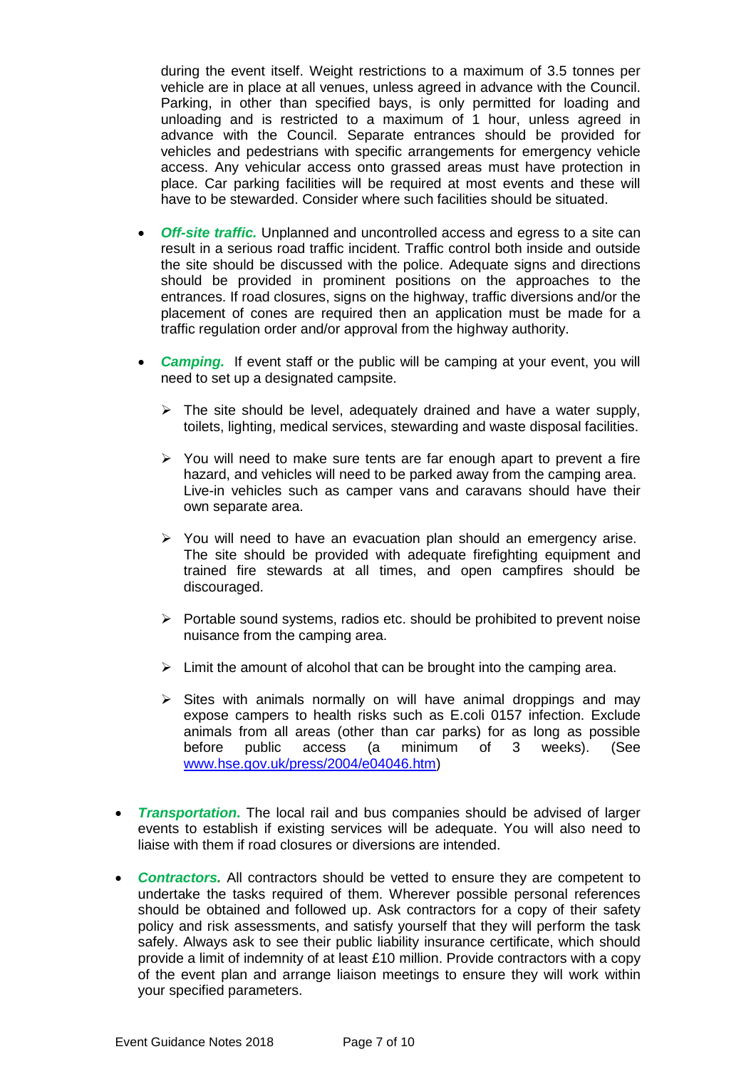during the event itself. Weight restrictions to a maximum of 3.5 tonnes per vehicle are in place at all venues, unless agreed in advance with the Council. Parking, in other than specified bays, is only permitted for loading and unloading and is restricted to a maximum of 1 hour, unless agreed in advance with the Council. Separate entrances should be provided for vehicles and pedestrians with specific arrangements for emergency vehicle access. Any vehicular access onto grassed areas must have protection in place. Car parking facilities will be required at most events and these will have to be stewarded. Consider where such facilities should be situated.

- ***Off-site traffic.*** Unplanned and uncontrolled access and egress to a site can result in a serious road traffic incident. Traffic control both inside and outside the site should be discussed with the police. Adequate signs and directions should be provided in prominent positions on the approaches to the entrances. If road closures, signs on the highway, traffic diversions and/or the placement of cones are required then an application must be made for a traffic regulation order and/or approval from the highway authority.

- ***Camping.*** If event staff or the public will be camping at your event, you will need to set up a designated campsite.

  - The site should be level, adequately drained and have a water supply, toilets, lighting, medical services, stewarding and waste disposal facilities.
  - You will need to make sure tents are far enough apart to prevent a fire hazard, and vehicles will need to be parked away from the camping area. Live-in vehicles such as camper vans and caravans should have their own separate area.
  - You will need to have an evacuation plan should an emergency arise. The site should be provided with adequate firefighting equipment and trained fire stewards at all times, and open campfires should be discouraged.
  - Portable sound systems, radios etc. should be prohibited to prevent noise nuisance from the camping area.
  - Limit the amount of alcohol that can be brought into the camping area.
  - Sites with animals normally on will have animal droppings and may expose campers to health risks such as E.coli 0157 infection. Exclude animals from all areas (other than car parks) for as long as possible before public access (a minimum of 3 weeks). (See www.hse.gov.uk/press/2004/e04046.htm)

- ***Transportation.*** The local rail and bus companies should be advised of larger events to establish if existing services will be adequate. You will also need to liaise with them if road closures or diversions are intended.

- ***Contractors.*** All contractors should be vetted to ensure they are competent to undertake the tasks required of them. Wherever possible personal references should be obtained and followed up. Ask contractors for a copy of their safety policy and risk assessments, and satisfy yourself that they will perform the task safely. Always ask to see their public liability insurance certificate, which should provide a limit of indemnity of at least £10 million. Provide contractors with a copy of the event plan and arrange liaison meetings to ensure they will work within your specified parameters.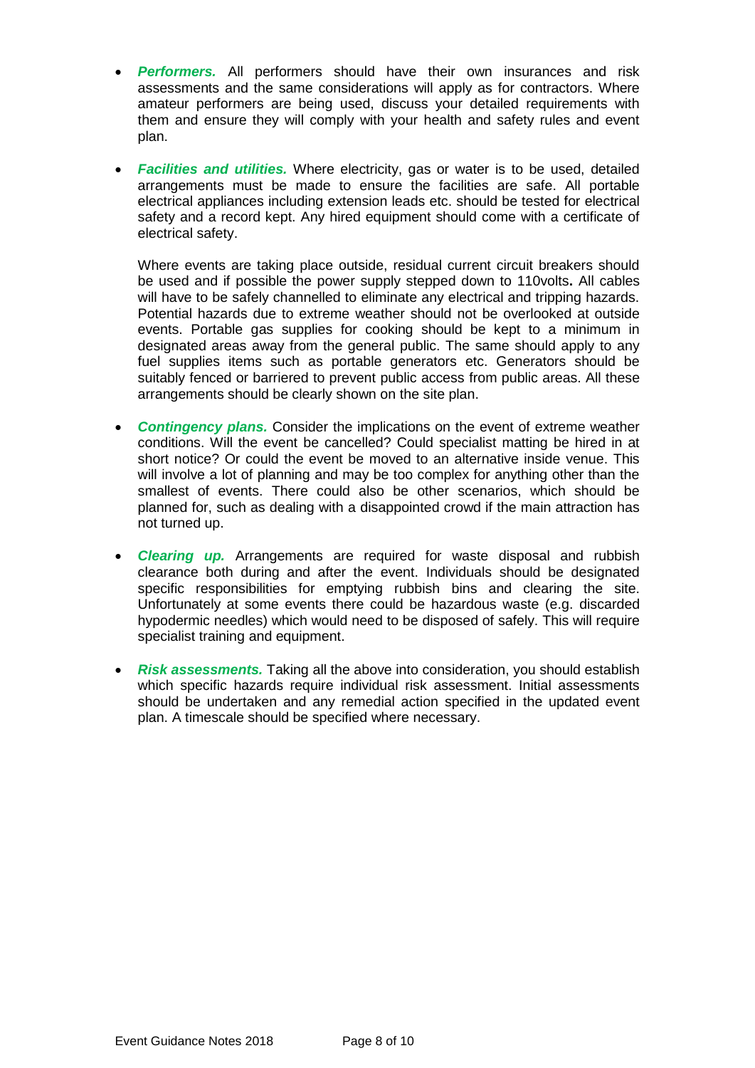- ***Performers.*** All performers should have their own insurances and risk assessments and the same considerations will apply as for contractors. Where amateur performers are being used, discuss your detailed requirements with them and ensure they will comply with your health and safety rules and event plan.

- ***Facilities and utilities.*** Where electricity, gas or water is to be used, detailed arrangements must be made to ensure the facilities are safe. All portable electrical appliances including extension leads etc. should be tested for electrical safety and a record kept. Any hired equipment should come with a certificate of electrical safety.

  Where events are taking place outside, residual current circuit breakers should be used and if possible the power supply stepped down to 110volts**.** All cables will have to be safely channelled to eliminate any electrical and tripping hazards. Potential hazards due to extreme weather should not be overlooked at outside events. Portable gas supplies for cooking should be kept to a minimum in designated areas away from the general public. The same should apply to any fuel supplies items such as portable generators etc. Generators should be suitably fenced or barriered to prevent public access from public areas. All these arrangements should be clearly shown on the site plan.

- ***Contingency plans.*** Consider the implications on the event of extreme weather conditions. Will the event be cancelled? Could specialist matting be hired in at short notice? Or could the event be moved to an alternative inside venue. This will involve a lot of planning and may be too complex for anything other than the smallest of events. There could also be other scenarios, which should be planned for, such as dealing with a disappointed crowd if the main attraction has not turned up.

- ***Clearing up.*** Arrangements are required for waste disposal and rubbish clearance both during and after the event. Individuals should be designated specific responsibilities for emptying rubbish bins and clearing the site. Unfortunately at some events there could be hazardous waste (e.g. discarded hypodermic needles) which would need to be disposed of safely. This will require specialist training and equipment.

- ***Risk assessments.*** Taking all the above into consideration, you should establish which specific hazards require individual risk assessment. Initial assessments should be undertaken and any remedial action specified in the updated event plan. A timescale should be specified where necessary.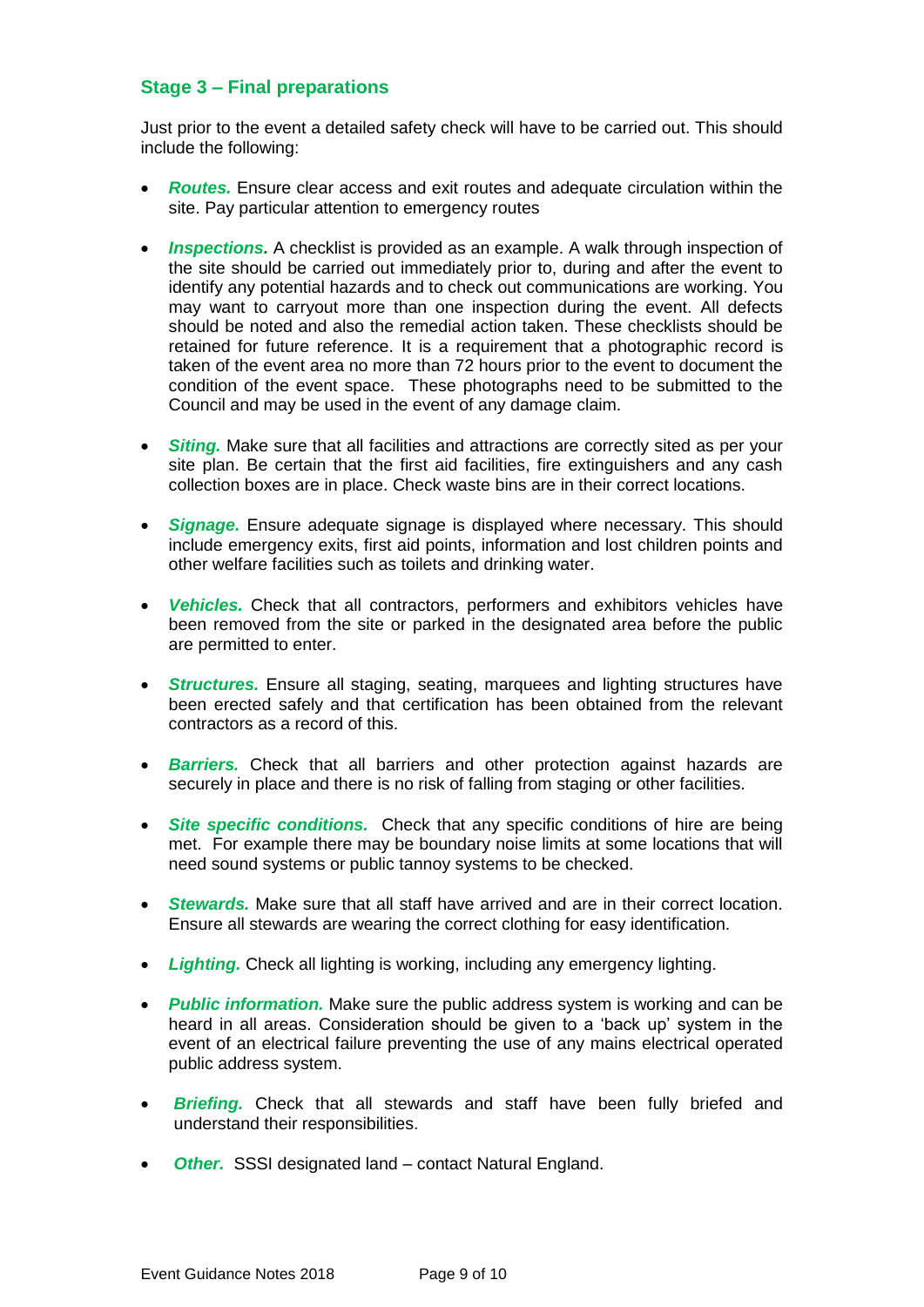## Stage 3 – Final preparations

Just prior to the event a detailed safety check will have to be carried out. This should include the following:

- ***Routes.*** Ensure clear access and exit routes and adequate circulation within the site. Pay particular attention to emergency routes
- ***Inspections.*** A checklist is provided as an example. A walk through inspection of the site should be carried out immediately prior to, during and after the event to identify any potential hazards and to check out communications are working. You may want to carryout more than one inspection during the event. All defects should be noted and also the remedial action taken. These checklists should be retained for future reference. It is a requirement that a photographic record is taken of the event area no more than 72 hours prior to the event to document the condition of the event space. These photographs need to be submitted to the Council and may be used in the event of any damage claim.
- ***Siting.*** Make sure that all facilities and attractions are correctly sited as per your site plan. Be certain that the first aid facilities, fire extinguishers and any cash collection boxes are in place. Check waste bins are in their correct locations.
- ***Signage.*** Ensure adequate signage is displayed where necessary. This should include emergency exits, first aid points, information and lost children points and other welfare facilities such as toilets and drinking water.
- ***Vehicles.*** Check that all contractors, performers and exhibitors vehicles have been removed from the site or parked in the designated area before the public are permitted to enter.
- ***Structures.*** Ensure all staging, seating, marquees and lighting structures have been erected safely and that certification has been obtained from the relevant contractors as a record of this.
- ***Barriers.*** Check that all barriers and other protection against hazards are securely in place and there is no risk of falling from staging or other facilities.
- ***Site specific conditions.*** Check that any specific conditions of hire are being met. For example there may be boundary noise limits at some locations that will need sound systems or public tannoy systems to be checked.
- ***Stewards.*** Make sure that all staff have arrived and are in their correct location. Ensure all stewards are wearing the correct clothing for easy identification.
- ***Lighting.*** Check all lighting is working, including any emergency lighting.
- ***Public information.*** Make sure the public address system is working and can be heard in all areas. Consideration should be given to a 'back up' system in the event of an electrical failure preventing the use of any mains electrical operated public address system.
- ***Briefing.*** Check that all stewards and staff have been fully briefed and understand their responsibilities.
- ***Other.*** SSSI designated land – contact Natural England.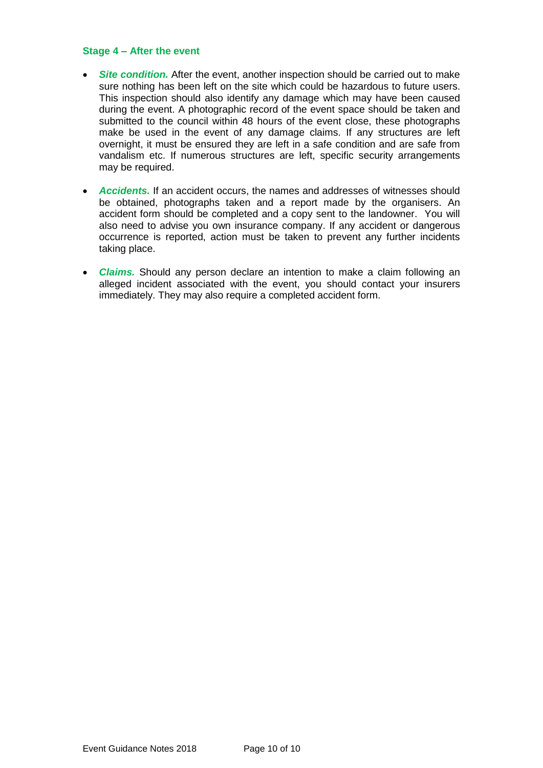### Stage 4 – After the event

- ***Site condition.*** After the event, another inspection should be carried out to make sure nothing has been left on the site which could be hazardous to future users. This inspection should also identify any damage which may have been caused during the event. A photographic record of the event space should be taken and submitted to the council within 48 hours of the event close, these photographs make be used in the event of any damage claims. If any structures are left overnight, it must be ensured they are left in a safe condition and are safe from vandalism etc. If numerous structures are left, specific security arrangements may be required.

- ***Accidents.*** If an accident occurs, the names and addresses of witnesses should be obtained, photographs taken and a report made by the organisers. An accident form should be completed and a copy sent to the landowner. You will also need to advise you own insurance company. If any accident or dangerous occurrence is reported, action must be taken to prevent any further incidents taking place.

- ***Claims.*** Should any person declare an intention to make a claim following an alleged incident associated with the event, you should contact your insurers immediately. They may also require a completed accident form.